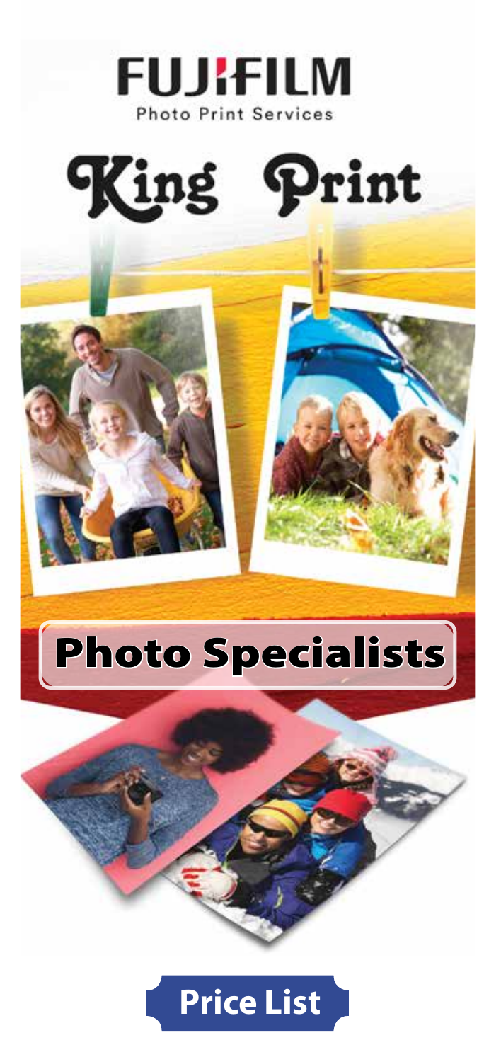FUJIFILM

Photo Print Services

# King Print

## Photo Specialists

## Price List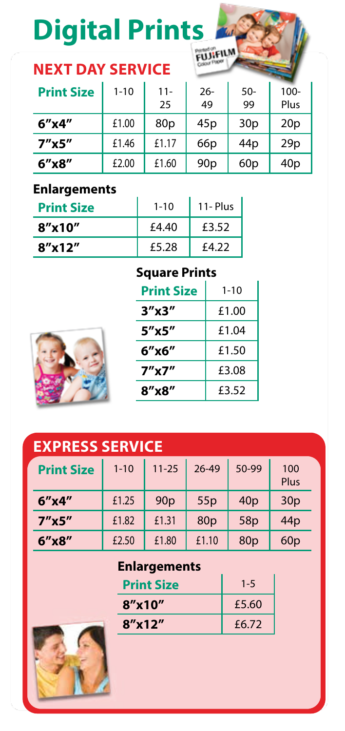# Digital Prints

## NEXT DAY SERVICE

| Print Size | 1-10 | 11-25 | 26-49 | 50-99 | 100-Plus |
|---|---|---|---|---|---|
| 6"x4" | £1.00 | 80p | 45p | 30p | 20p |
| 7"x5" | £1.46 | £1.17 | 66p | 44p | 29p |
| 6"x8" | £2.00 | £1.60 | 90p | 60p | 40p |

### Enlargements

| Print Size | 1-10 | 11- Plus |
|---|---|---|
| 8"x10" | £4.40 | £3.52 |
| 8"x12" | £5.28 | £4.22 |

### Square Prints

| Print Size | 1-10 |
|---|---|
| 3"x3" | £1.00 |
| 5"x5" | £1.04 |
| 6"x6" | £1.50 |
| 7"x7" | £3.08 |
| 8"x8" | £3.52 |

## EXPRESS SERVICE

| Print Size | 1-10 | 11-25 | 26-49 | 50-99 | 100 Plus |
|---|---|---|---|---|---|
| 6"x4" | £1.25 | 90p | 55p | 40p | 30p |
| 7"x5" | £1.82 | £1.31 | 80p | 58p | 44p |
| 6"x8" | £2.50 | £1.80 | £1.10 | 80p | 60p |

### Enlargements

| Print Size | 1-5 |
|---|---|
| 8"x10" | £5.60 |
| 8"x12" | £6.72 |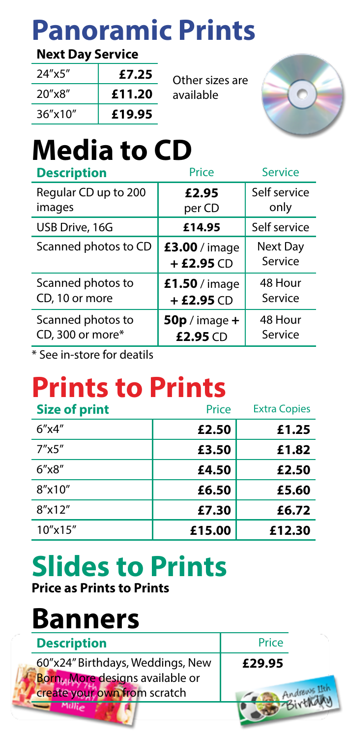# Panoramic Prints

**Next Day Service**

| Size | Price |
|---|---|
| 24"x5" | **£7.25** |
| 20"x8" | **£11.20** |
| 36"x10" | **£19.95** |

Other sizes are available

# Media to CD

| Description | Price | Service |
|---|---|---|
| Regular CD up to 200 images | **£2.95** per CD | Self service only |
| USB Drive, 16G | **£14.95** | Self service |
| Scanned photos to CD | **£3.00** / image + **£2.95** CD | Next Day Service |
| Scanned photos to CD, 10 or more | **£1.50** / image + **£2.95** CD | 48 Hour Service |
| Scanned photos to CD, 300 or more* | **50p** / image + **£2.95** CD | 48 Hour Service |

* See in-store for deatils

# Prints to Prints

| Size of print | Price | Extra Copies |
|---|---|---|
| 6"x4" | **£2.50** | **£1.25** |
| 7"x5" | **£3.50** | **£1.82** |
| 6"x8" | **£4.50** | **£2.50** |
| 8"x10" | **£6.50** | **£5.60** |
| 8"x12" | **£7.30** | **£6.72** |
| 10"x15" | **£15.00** | **£12.30** |

# Slides to Prints

**Price as Prints to Prints**

# Banners

| Description | Price |
|---|---|
| 60"x24" Birthdays, Weddings, New Born. More designs available or create your own from scratch | **£29.95** |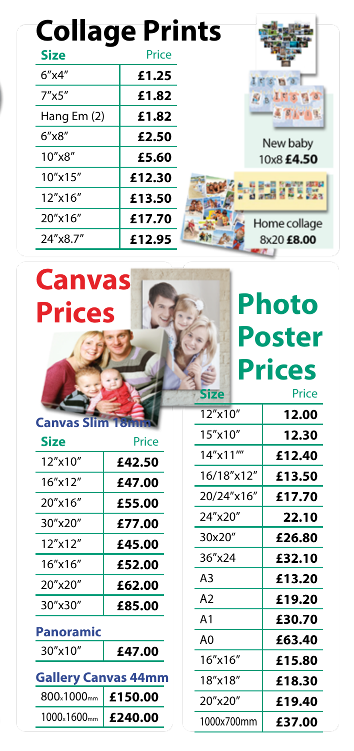# Collage Prints

| Size | Price |
|---|---|
| 6″x4″ | **£1.25** |
| 7″x5″ | **£1.82** |
| Hang Em (2) | **£1.82** |
| 6″x8″ | **£2.50** |
| 10″x8″ | **£5.60** |
| 10″x15″ | **£12.30** |
| 12″x16″ | **£13.50** |
| 20″x16″ | **£17.70** |
| 24″x8.7″ | **£12.95** |

New baby 10x8 **£4.50**

Home collage 8x20 **£8.00**

# Canvas Prices

### Canvas Slim 18mm

| Size | Price |
|---|---|
| 12″x10″ | **£42.50** |
| 16″x12″ | **£47.00** |
| 20″x16″ | **£55.00** |
| 30″x20″ | **£77.00** |
| 12″x12″ | **£45.00** |
| 16″x16″ | **£52.00** |
| 20″x20″ | **£62.00** |
| 30″x30″ | **£85.00** |

### Panoramic

| Size | Price |
|---|---|
| 30″x10″ | **£47.00** |

### Gallery Canvas 44mm

| Size | Price |
|---|---|
| 800x1000mm | **£150.00** |
| 1000x1600mm | **£240.00** |

# Photo Poster Prices

| Size | Price |
|---|---|
| 12″x10″ | **12.00** |
| 15″x10″ | **12.30** |
| 14″x11″″ | **£12.40** |
| 16/18″x12″ | **£13.50** |
| 20/24″x16″ | **£17.70** |
| 24″x20″ | **22.10** |
| 30x20″ | **£26.80** |
| 36″x24 | **£32.10** |
| A3 | **£13.20** |
| A2 | **£19.20** |
| A1 | **£30.70** |
| A0 | **£63.40** |
| 16″x16″ | **£15.80** |
| 18″x18″ | **£18.30** |
| 20″x20″ | **£19.40** |
| 1000x700mm | **£37.00** |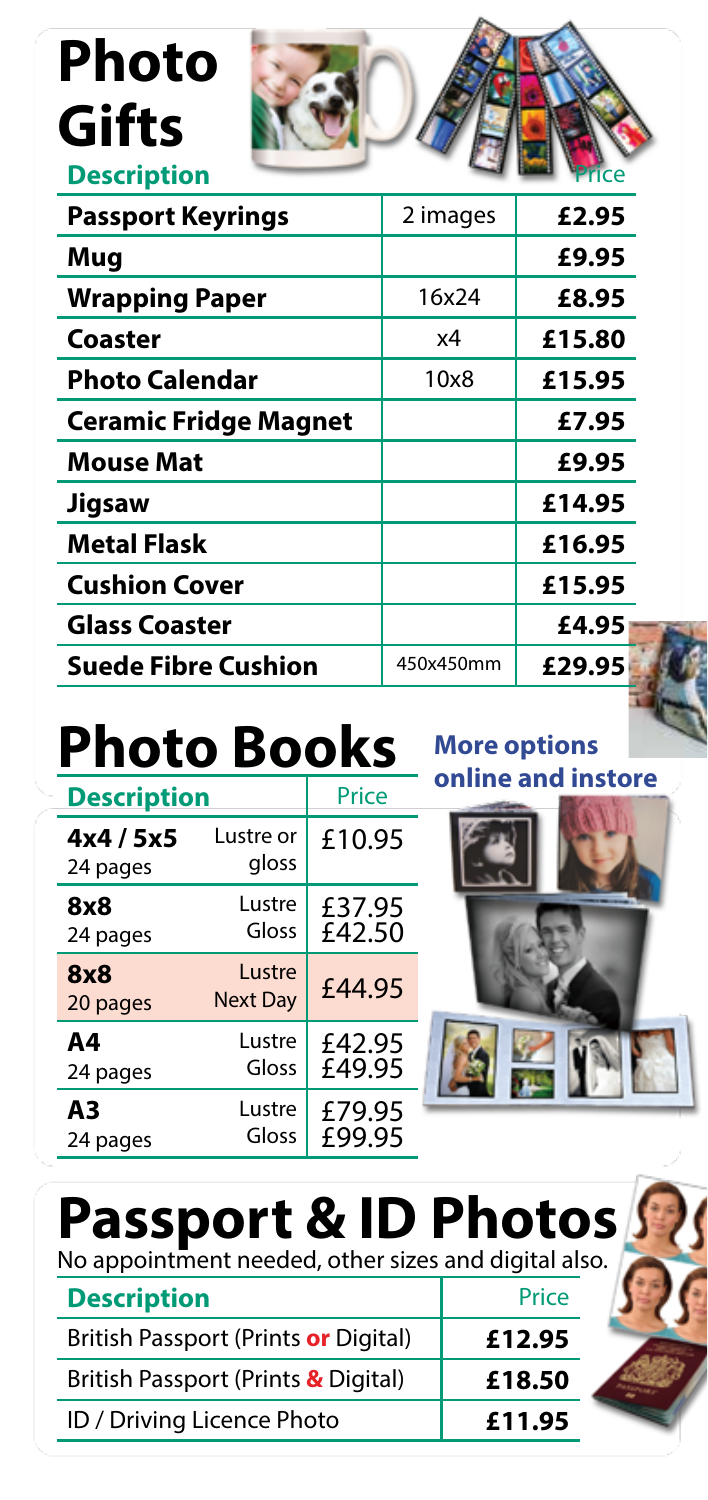# Photo Gifts

| Description | | Price |
|---|---|---|
| **Passport Keyrings** | 2 images | **£2.95** |
| **Mug** | | **£9.95** |
| **Wrapping Paper** | 16x24 | **£8.95** |
| **Coaster** | x4 | **£15.80** |
| **Photo Calendar** | 10x8 | **£15.95** |
| **Ceramic Fridge Magnet** | | **£7.95** |
| **Mouse Mat** | | **£9.95** |
| **Jigsaw** | | **£14.95** |
| **Metal Flask** | | **£16.95** |
| **Cushion Cover** | | **£15.95** |
| **Glass Coaster** | | **£4.95** |
| **Suede Fibre Cushion** | 450x450mm | **£29.95** |

# Photo Books

**More options online and instore**

| Description | | Price |
|---|---|---|
| **4x4 / 5x5** 24 pages | Lustre or gloss | £10.95 |
| **8x8** 24 pages | Lustre / Gloss | £37.95 / £42.50 |
| **8x8** 20 pages | Lustre Next Day | £44.95 |
| **A4** 24 pages | Lustre / Gloss | £42.95 / £49.95 |
| **A3** 24 pages | Lustre / Gloss | £79.95 / £99.95 |

# Passport & ID Photos

No appointment needed, other sizes and digital also.

| Description | Price |
|---|---|
| British Passport (Prints **or** Digital) | **£12.95** |
| British Passport (Prints **&** Digital) | **£18.50** |
| ID / Driving Licence Photo | **£11.95** |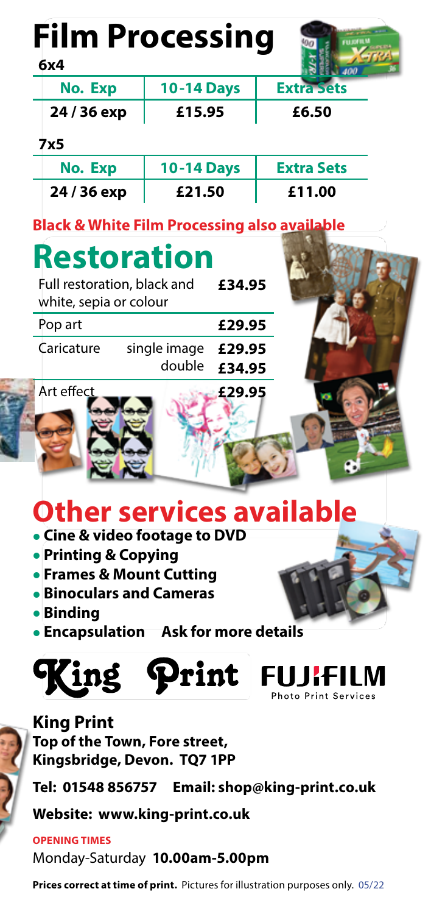# Film Processing

### 6x4

| No. Exp | 10-14 Days | Extra Sets |
|---|---|---|
| 24 / 36 exp | £15.95 | £6.50 |

### 7x5

| No. Exp | 10-14 Days | Extra Sets |
|---|---|---|
| 24 / 36 exp | £21.50 | £11.00 |

**Black & White Film Processing also available**

# Restoration

| | | |
|---|---|---|
| Full restoration, black and white, sepia or colour | | **£34.95** |
| Pop art | | **£29.95** |
| Caricature | single image | **£29.95** |
| | double | **£34.95** |
| Art effect | | **£29.95** |

# Other services available

- **Cine & video footage to DVD**
- **Printing & Copying**
- **Frames & Mount Cutting**
- **Binoculars and Cameras**
- **Binding**
- **Encapsulation** **Ask for more details**

King Print FUJIFILM Photo Print Services

**King Print**
**Top of the Town, Fore street,**
**Kingsbridge, Devon. TQ7 1PP**

**Tel: 01548 856757** **Email: shop@king-print.co.uk**

**Website: www.king-print.co.uk**

**OPENING TIMES**
Monday-Saturday **10.00am-5.00pm**

**Prices correct at time of print.** Pictures for illustration purposes only. 05/22